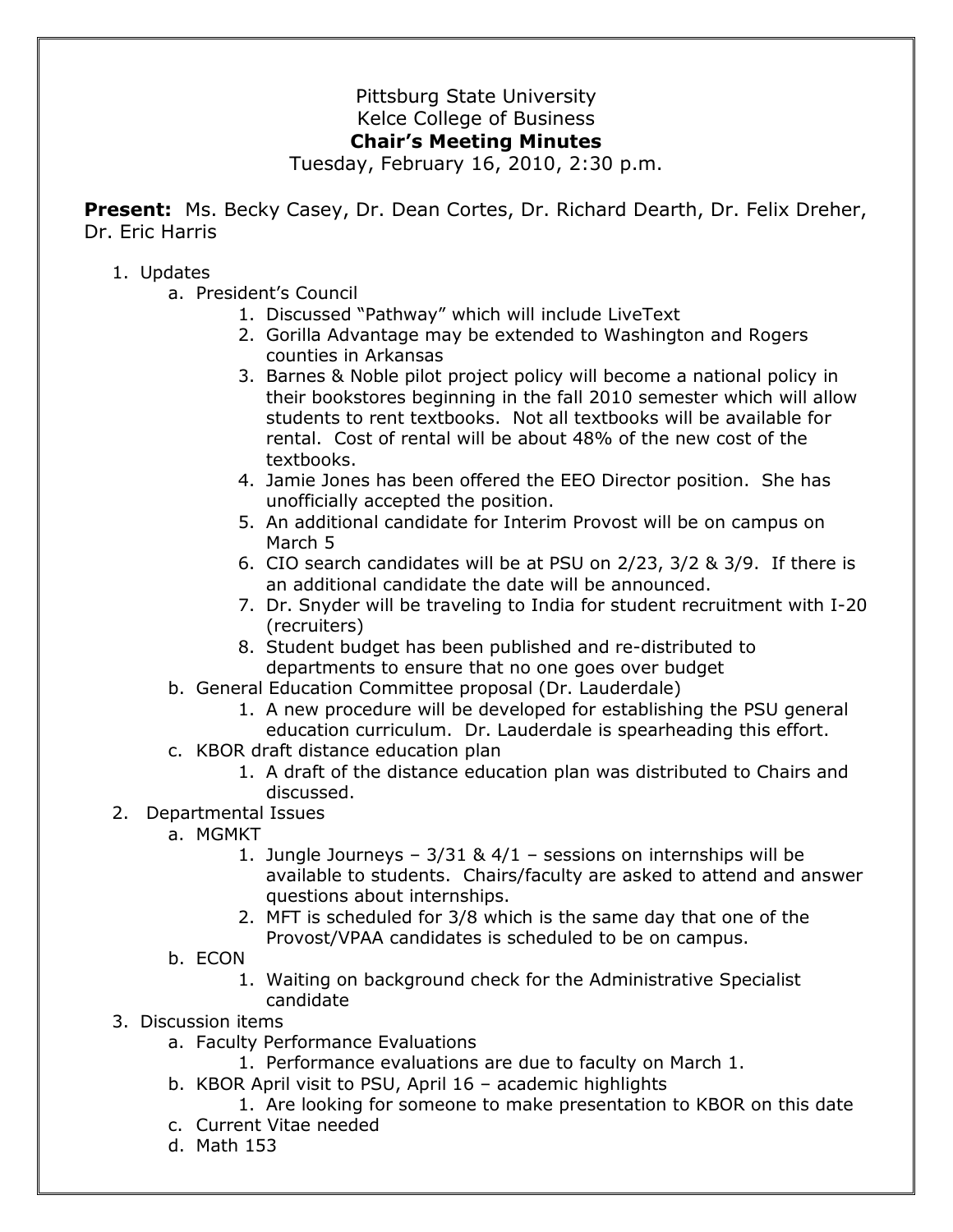Pittsburg State University
Kelce College of Business
**Chair's Meeting Minutes**
Tuesday, February 16, 2010, 2:30 p.m.

**Present:** Ms. Becky Casey, Dr. Dean Cortes, Dr. Richard Dearth, Dr. Felix Dreher, Dr. Eric Harris

1. Updates
   a. President's Council
      1. Discussed "Pathway" which will include LiveText
      2. Gorilla Advantage may be extended to Washington and Rogers counties in Arkansas
      3. Barnes & Noble pilot project policy will become a national policy in their bookstores beginning in the fall 2010 semester which will allow students to rent textbooks. Not all textbooks will be available for rental. Cost of rental will be about 48% of the new cost of the textbooks.
      4. Jamie Jones has been offered the EEO Director position. She has unofficially accepted the position.
      5. An additional candidate for Interim Provost will be on campus on March 5
      6. CIO search candidates will be at PSU on 2/23, 3/2 & 3/9. If there is an additional candidate the date will be announced.
      7. Dr. Snyder will be traveling to India for student recruitment with I-20 (recruiters)
      8. Student budget has been published and re-distributed to departments to ensure that no one goes over budget
   b. General Education Committee proposal (Dr. Lauderdale)
      1. A new procedure will be developed for establishing the PSU general education curriculum. Dr. Lauderdale is spearheading this effort.
   c. KBOR draft distance education plan
      1. A draft of the distance education plan was distributed to Chairs and discussed.
2. Departmental Issues
   a. MGMKT
      1. Jungle Journeys – 3/31 & 4/1 – sessions on internships will be available to students. Chairs/faculty are asked to attend and answer questions about internships.
      2. MFT is scheduled for 3/8 which is the same day that one of the Provost/VPAA candidates is scheduled to be on campus.
   b. ECON
      1. Waiting on background check for the Administrative Specialist candidate
3. Discussion items
   a. Faculty Performance Evaluations
      1. Performance evaluations are due to faculty on March 1.
   b. KBOR April visit to PSU, April 16 – academic highlights
      1. Are looking for someone to make presentation to KBOR on this date
   c. Current Vitae needed
   d. Math 153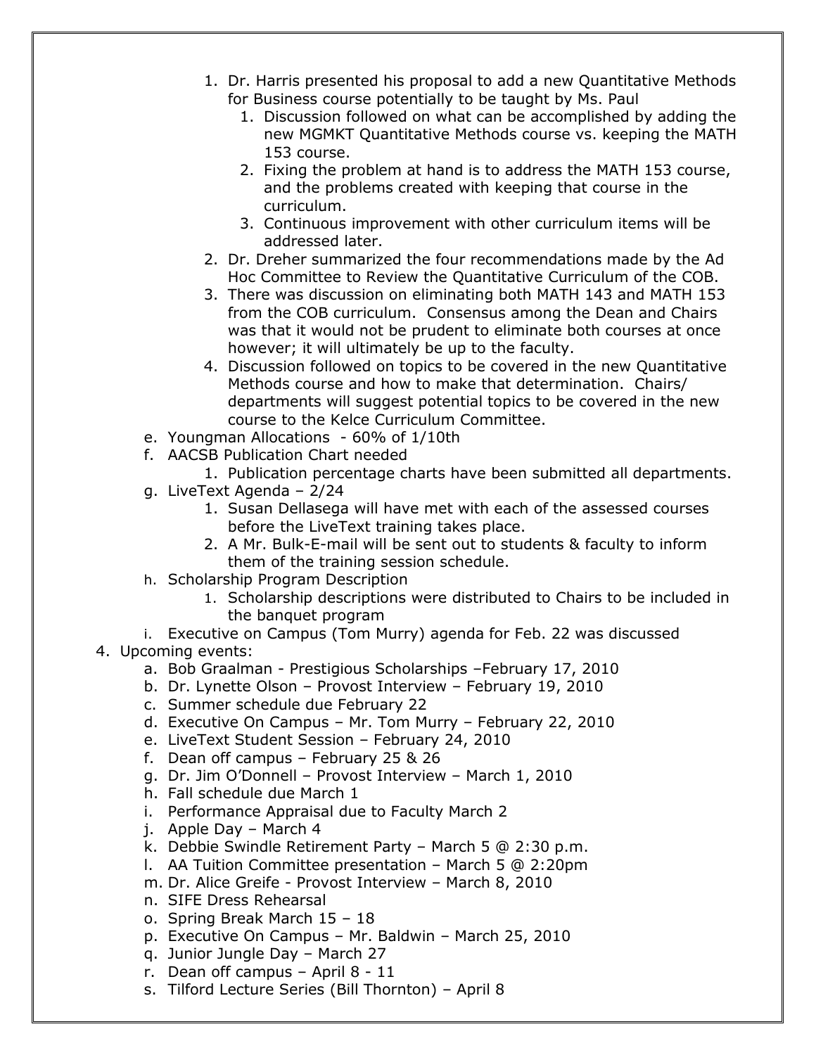1. Dr. Harris presented his proposal to add a new Quantitative Methods for Business course potentially to be taught by Ms. Paul
   1. Discussion followed on what can be accomplished by adding the new MGMKT Quantitative Methods course vs. keeping the MATH 153 course.
   2. Fixing the problem at hand is to address the MATH 153 course, and the problems created with keeping that course in the curriculum.
   3. Continuous improvement with other curriculum items will be addressed later.
2. Dr. Dreher summarized the four recommendations made by the Ad Hoc Committee to Review the Quantitative Curriculum of the COB.
3. There was discussion on eliminating both MATH 143 and MATH 153 from the COB curriculum. Consensus among the Dean and Chairs was that it would not be prudent to eliminate both courses at once however; it will ultimately be up to the faculty.
4. Discussion followed on topics to be covered in the new Quantitative Methods course and how to make that determination. Chairs/ departments will suggest potential topics to be covered in the new course to the Kelce Curriculum Committee.

e. Youngman Allocations - 60% of 1/10th

f. AACSB Publication Chart needed
   1. Publication percentage charts have been submitted all departments.

g. LiveText Agenda – 2/24
   1. Susan Dellasega will have met with each of the assessed courses before the LiveText training takes place.
   2. A Mr. Bulk-E-mail will be sent out to students & faculty to inform them of the training session schedule.

h. Scholarship Program Description
   1. Scholarship descriptions were distributed to Chairs to be included in the banquet program

i. Executive on Campus (Tom Murry) agenda for Feb. 22 was discussed

4. Upcoming events:
   a. Bob Graalman - Prestigious Scholarships –February 17, 2010
   b. Dr. Lynette Olson – Provost Interview – February 19, 2010
   c. Summer schedule due February 22
   d. Executive On Campus – Mr. Tom Murry – February 22, 2010
   e. LiveText Student Session – February 24, 2010
   f. Dean off campus – February 25 & 26
   g. Dr. Jim O'Donnell – Provost Interview – March 1, 2010
   h. Fall schedule due March 1
   i. Performance Appraisal due to Faculty March 2
   j. Apple Day – March 4
   k. Debbie Swindle Retirement Party – March 5 @ 2:30 p.m.
   l. AA Tuition Committee presentation – March 5 @ 2:20pm
   m. Dr. Alice Greife - Provost Interview – March 8, 2010
   n. SIFE Dress Rehearsal
   o. Spring Break March 15 – 18
   p. Executive On Campus – Mr. Baldwin – March 25, 2010
   q. Junior Jungle Day – March 27
   r. Dean off campus – April 8 - 11
   s. Tilford Lecture Series (Bill Thornton) – April 8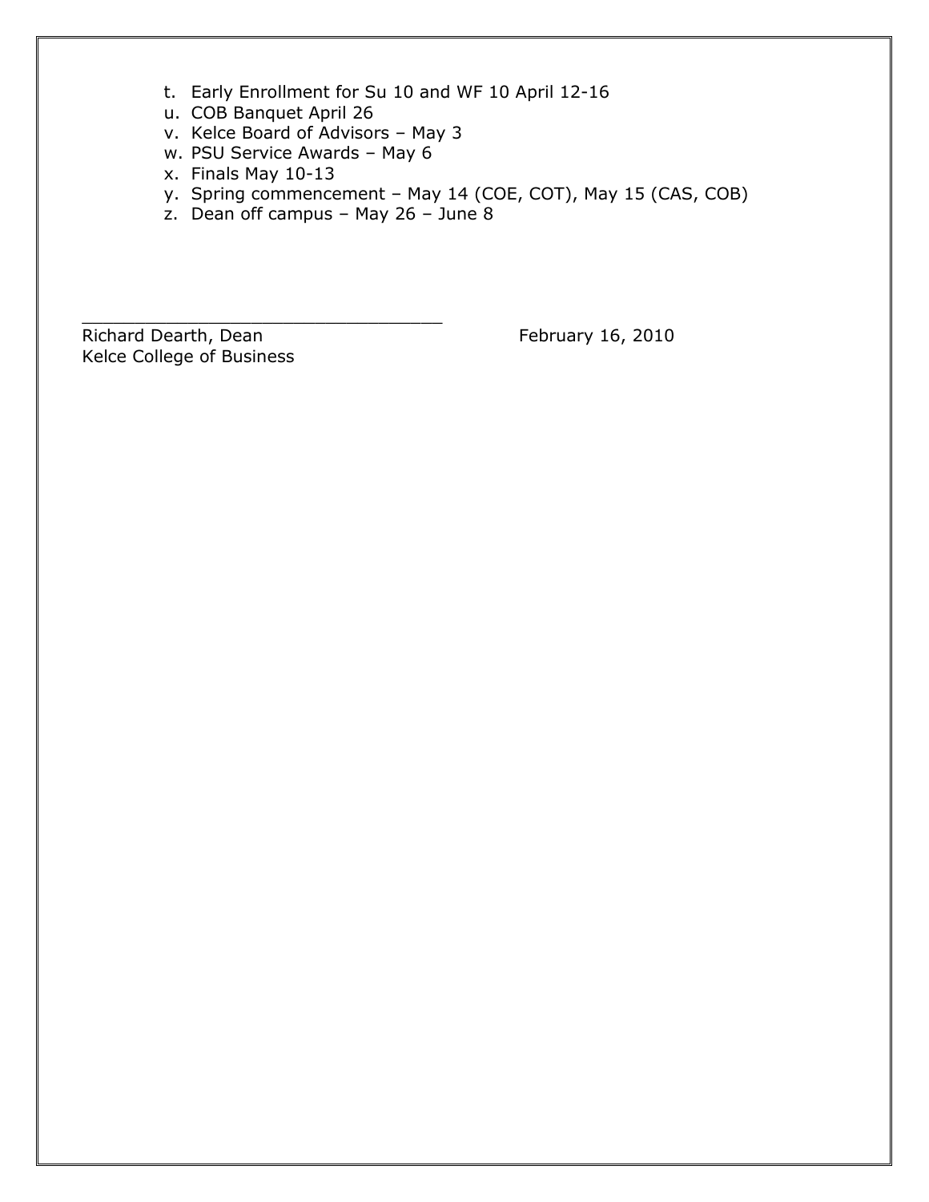t. Early Enrollment for Su 10 and WF 10 April 12-16
u. COB Banquet April 26
v. Kelce Board of Advisors – May 3
w. PSU Service Awards – May 6
x. Finals May 10-13
y. Spring commencement – May 14 (COE, COT), May 15 (CAS, COB)
z. Dean off campus – May 26 – June 8

___________________________________

Richard Dearth, Dean February 16, 2010
Kelce College of Business